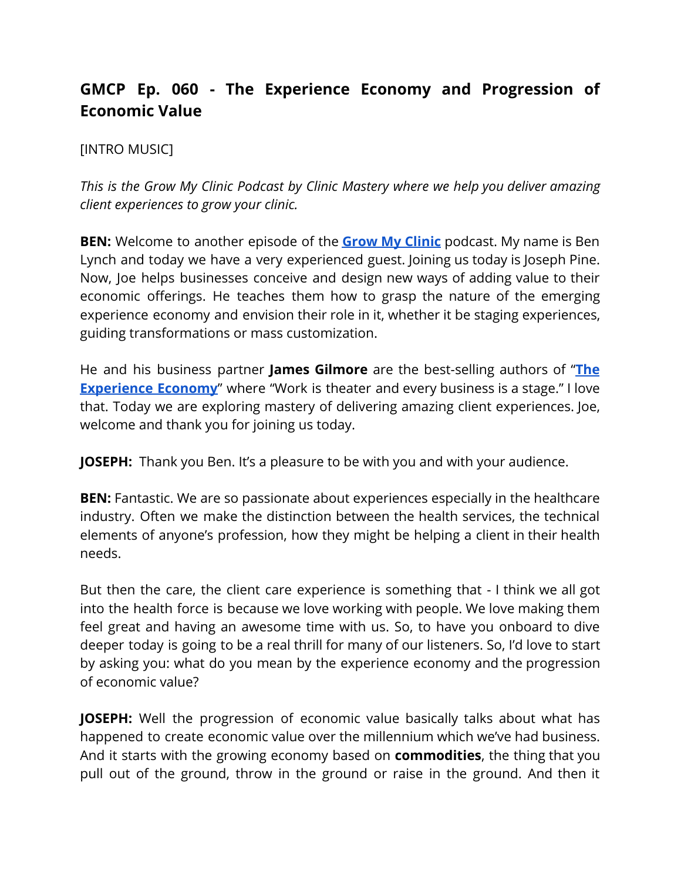# GMCP Ep. 060 - The Experience Economy and Progression of Economic Value

[INTRO MUSIC]

*This is the Grow My Clinic Podcast by Clinic Mastery where we help you deliver amazing client experiences to grow your clinic.*

**BEN:** Welcome to another episode of the **Grow My Clinic** podcast. My name is Ben Lynch and today we have a very experienced guest. Joining us today is Joseph Pine. Now, Joe helps businesses conceive and design new ways of adding value to their economic offerings. He teaches them how to grasp the nature of the emerging experience economy and envision their role in it, whether it be staging experiences, guiding transformations or mass customization.

He and his business partner **James Gilmore** are the best-selling authors of "**The Experience Economy**" where "Work is theater and every business is a stage." I love that. Today we are exploring mastery of delivering amazing client experiences. Joe, welcome and thank you for joining us today.

**JOSEPH:** Thank you Ben. It's a pleasure to be with you and with your audience.

**BEN:** Fantastic. We are so passionate about experiences especially in the healthcare industry. Often we make the distinction between the health services, the technical elements of anyone's profession, how they might be helping a client in their health needs.

But then the care, the client care experience is something that - I think we all got into the health force is because we love working with people. We love making them feel great and having an awesome time with us. So, to have you onboard to dive deeper today is going to be a real thrill for many of our listeners. So, I'd love to start by asking you: what do you mean by the experience economy and the progression of economic value?

**JOSEPH:** Well the progression of economic value basically talks about what has happened to create economic value over the millennium which we've had business. And it starts with the growing economy based on **commodities**, the thing that you pull out of the ground, throw in the ground or raise in the ground. And then it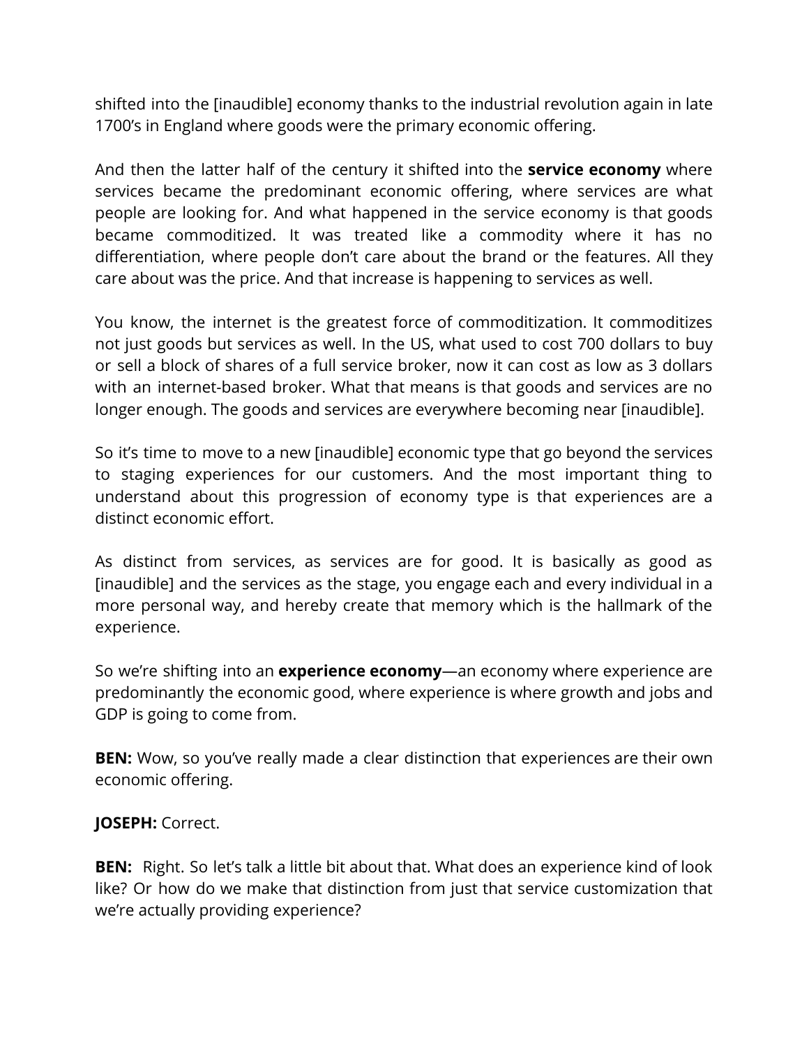shifted into the [inaudible] economy thanks to the industrial revolution again in late 1700's in England where goods were the primary economic offering.

And then the latter half of the century it shifted into the **service economy** where services became the predominant economic offering, where services are what people are looking for. And what happened in the service economy is that goods became commoditized. It was treated like a commodity where it has no differentiation, where people don't care about the brand or the features. All they care about was the price. And that increase is happening to services as well.

You know, the internet is the greatest force of commoditization. It commoditizes not just goods but services as well. In the US, what used to cost 700 dollars to buy or sell a block of shares of a full service broker, now it can cost as low as 3 dollars with an internet-based broker. What that means is that goods and services are no longer enough. The goods and services are everywhere becoming near [inaudible].

So it's time to move to a new [inaudible] economic type that go beyond the services to staging experiences for our customers. And the most important thing to understand about this progression of economy type is that experiences are a distinct economic effort.

As distinct from services, as services are for good. It is basically as good as [inaudible] and the services as the stage, you engage each and every individual in a more personal way, and hereby create that memory which is the hallmark of the experience.

So we're shifting into an **experience economy**—an economy where experience are predominantly the economic good, where experience is where growth and jobs and GDP is going to come from.

**BEN:** Wow, so you've really made a clear distinction that experiences are their own economic offering.

**JOSEPH:** Correct.

**BEN:** Right. So let's talk a little bit about that. What does an experience kind of look like? Or how do we make that distinction from just that service customization that we're actually providing experience?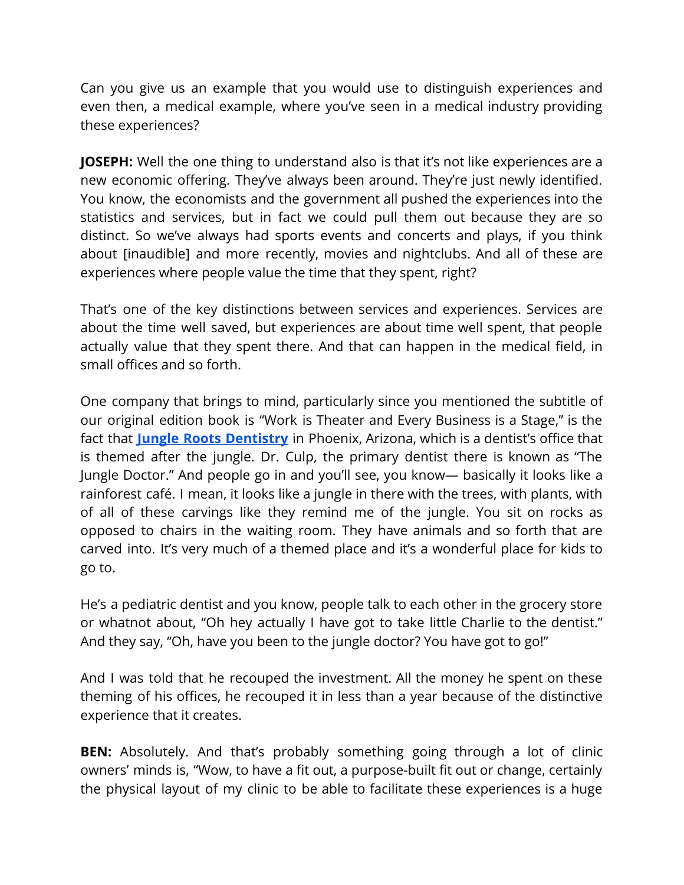Can you give us an example that you would use to distinguish experiences and even then, a medical example, where you've seen in a medical industry providing these experiences?

**JOSEPH:** Well the one thing to understand also is that it's not like experiences are a new economic offering. They've always been around. They're just newly identified. You know, the economists and the government all pushed the experiences into the statistics and services, but in fact we could pull them out because they are so distinct. So we've always had sports events and concerts and plays, if you think about [inaudible] and more recently, movies and nightclubs. And all of these are experiences where people value the time that they spent, right?

That's one of the key distinctions between services and experiences. Services are about the time well saved, but experiences are about time well spent, that people actually value that they spent there. And that can happen in the medical field, in small offices and so forth.

One company that brings to mind, particularly since you mentioned the subtitle of our original edition book is "Work is Theater and Every Business is a Stage," is the fact that **Jungle Roots Dentistry** in Phoenix, Arizona, which is a dentist's office that is themed after the jungle. Dr. Culp, the primary dentist there is known as "The Jungle Doctor." And people go in and you'll see, you know— basically it looks like a rainforest café. I mean, it looks like a jungle in there with the trees, with plants, with of all of these carvings like they remind me of the jungle. You sit on rocks as opposed to chairs in the waiting room. They have animals and so forth that are carved into. It's very much of a themed place and it's a wonderful place for kids to go to.

He's a pediatric dentist and you know, people talk to each other in the grocery store or whatnot about, "Oh hey actually I have got to take little Charlie to the dentist." And they say, "Oh, have you been to the jungle doctor? You have got to go!"

And I was told that he recouped the investment. All the money he spent on these theming of his offices, he recouped it in less than a year because of the distinctive experience that it creates.

**BEN:** Absolutely. And that's probably something going through a lot of clinic owners' minds is, "Wow, to have a fit out, a purpose-built fit out or change, certainly the physical layout of my clinic to be able to facilitate these experiences is a huge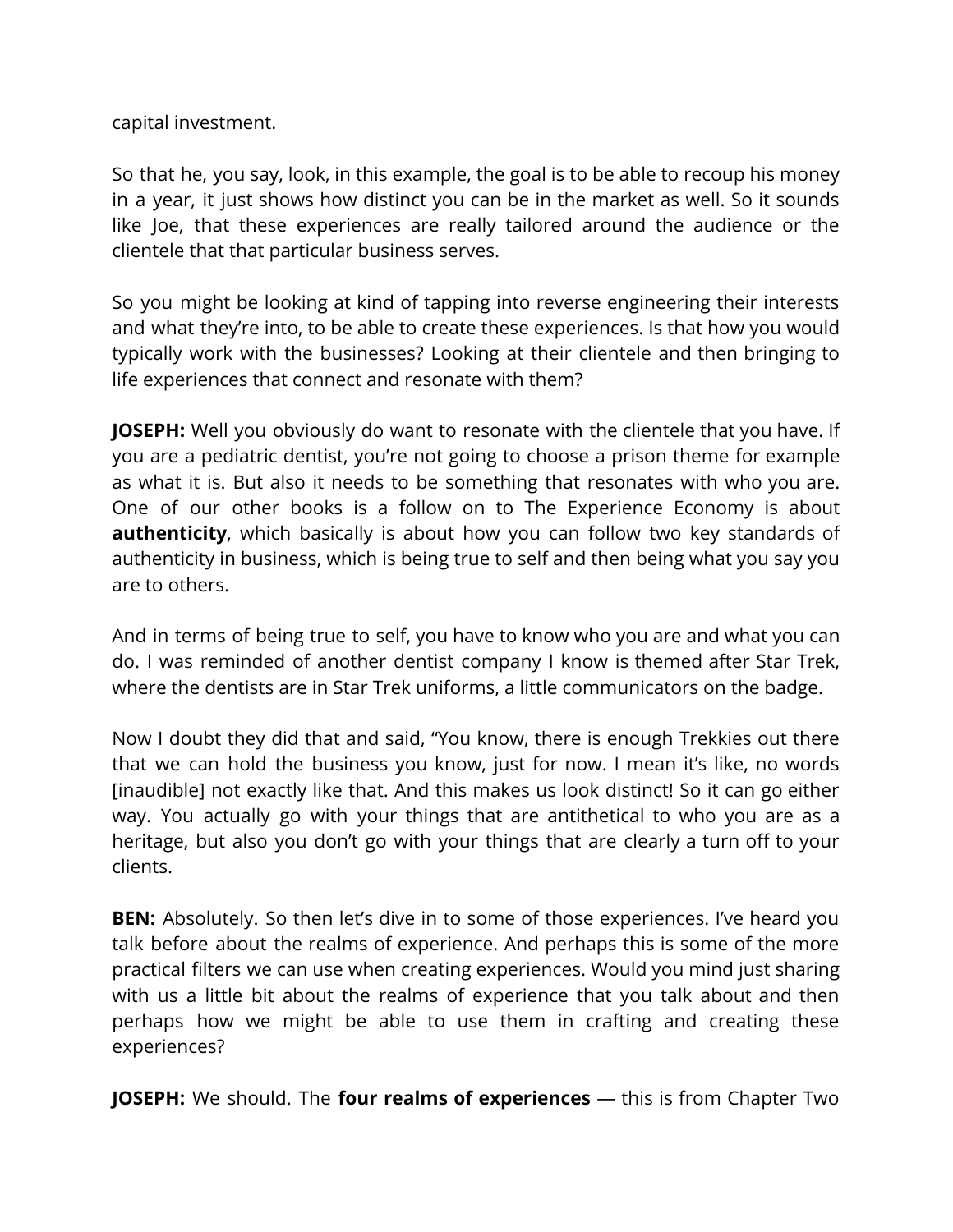capital investment.

So that he, you say, look, in this example, the goal is to be able to recoup his money in a year, it just shows how distinct you can be in the market as well. So it sounds like Joe, that these experiences are really tailored around the audience or the clientele that that particular business serves.

So you might be looking at kind of tapping into reverse engineering their interests and what they're into, to be able to create these experiences. Is that how you would typically work with the businesses? Looking at their clientele and then bringing to life experiences that connect and resonate with them?

**JOSEPH:** Well you obviously do want to resonate with the clientele that you have. If you are a pediatric dentist, you're not going to choose a prison theme for example as what it is. But also it needs to be something that resonates with who you are. One of our other books is a follow on to The Experience Economy is about **authenticity**, which basically is about how you can follow two key standards of authenticity in business, which is being true to self and then being what you say you are to others.

And in terms of being true to self, you have to know who you are and what you can do. I was reminded of another dentist company I know is themed after Star Trek, where the dentists are in Star Trek uniforms, a little communicators on the badge.

Now I doubt they did that and said, "You know, there is enough Trekkies out there that we can hold the business you know, just for now. I mean it's like, no words [inaudible] not exactly like that. And this makes us look distinct! So it can go either way. You actually go with your things that are antithetical to who you are as a heritage, but also you don't go with your things that are clearly a turn off to your clients.

**BEN:** Absolutely. So then let's dive in to some of those experiences. I've heard you talk before about the realms of experience. And perhaps this is some of the more practical filters we can use when creating experiences. Would you mind just sharing with us a little bit about the realms of experience that you talk about and then perhaps how we might be able to use them in crafting and creating these experiences?

**JOSEPH:** We should. The **four realms of experiences** — this is from Chapter Two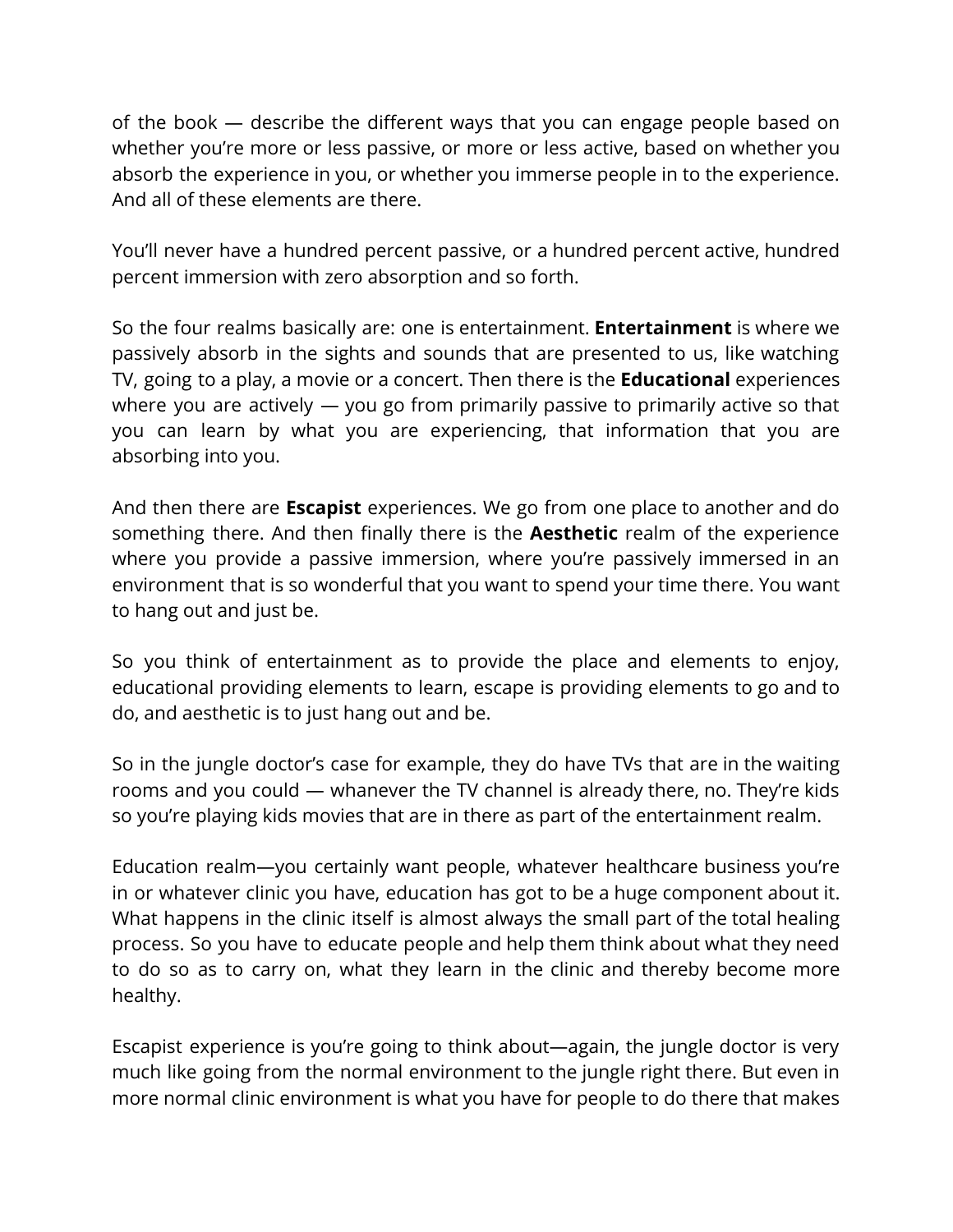of the book — describe the different ways that you can engage people based on whether you're more or less passive, or more or less active, based on whether you absorb the experience in you, or whether you immerse people in to the experience. And all of these elements are there.

You'll never have a hundred percent passive, or a hundred percent active, hundred percent immersion with zero absorption and so forth.

So the four realms basically are: one is entertainment. **Entertainment** is where we passively absorb in the sights and sounds that are presented to us, like watching TV, going to a play, a movie or a concert. Then there is the **Educational** experiences where you are actively — you go from primarily passive to primarily active so that you can learn by what you are experiencing, that information that you are absorbing into you.

And then there are **Escapist** experiences. We go from one place to another and do something there. And then finally there is the **Aesthetic** realm of the experience where you provide a passive immersion, where you're passively immersed in an environment that is so wonderful that you want to spend your time there. You want to hang out and just be.

So you think of entertainment as to provide the place and elements to enjoy, educational providing elements to learn, escape is providing elements to go and to do, and aesthetic is to just hang out and be.

So in the jungle doctor's case for example, they do have TVs that are in the waiting rooms and you could — whanever the TV channel is already there, no. They're kids so you're playing kids movies that are in there as part of the entertainment realm.

Education realm—you certainly want people, whatever healthcare business you're in or whatever clinic you have, education has got to be a huge component about it. What happens in the clinic itself is almost always the small part of the total healing process. So you have to educate people and help them think about what they need to do so as to carry on, what they learn in the clinic and thereby become more healthy.

Escapist experience is you're going to think about—again, the jungle doctor is very much like going from the normal environment to the jungle right there. But even in more normal clinic environment is what you have for people to do there that makes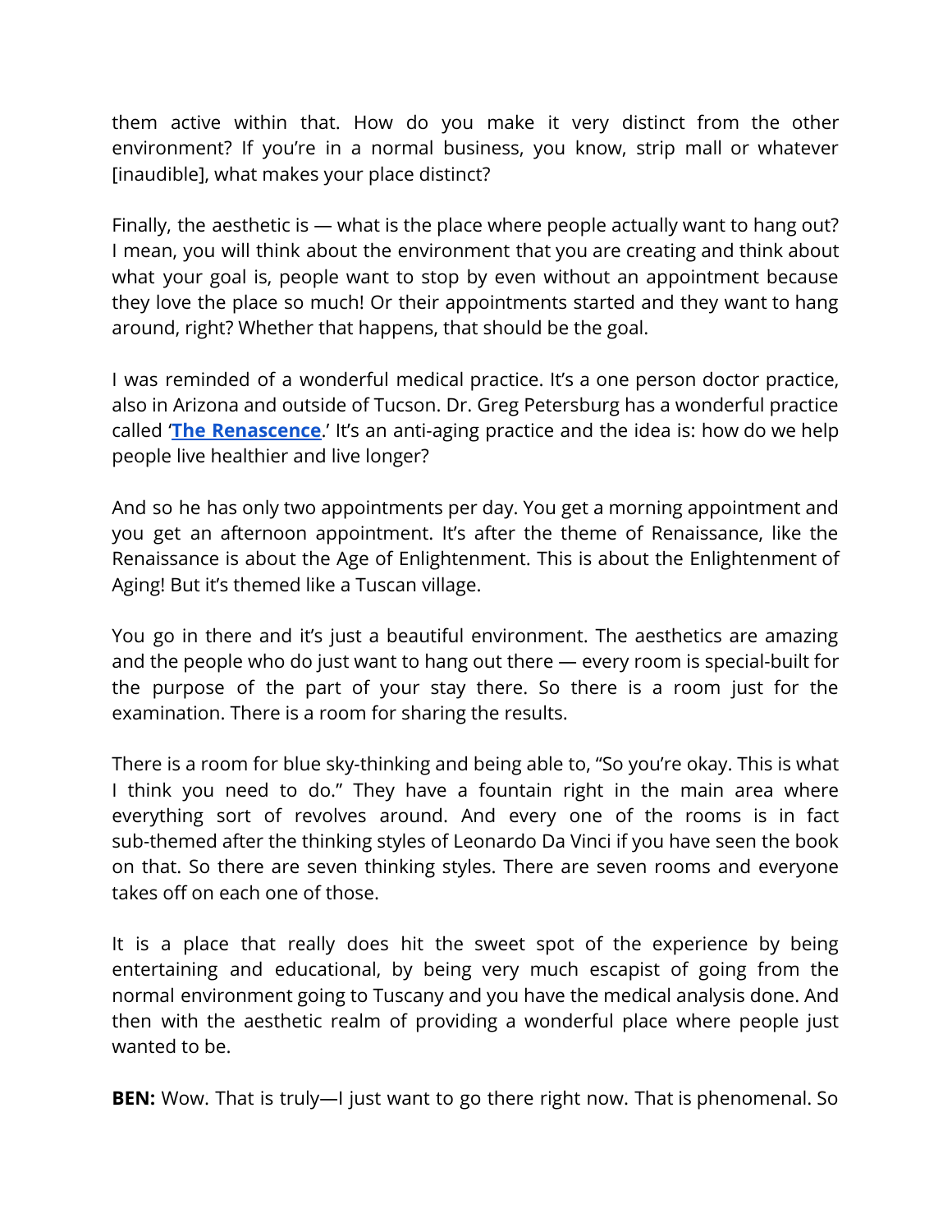them active within that. How do you make it very distinct from the other environment? If you're in a normal business, you know, strip mall or whatever [inaudible], what makes your place distinct?

Finally, the aesthetic is — what is the place where people actually want to hang out? I mean, you will think about the environment that you are creating and think about what your goal is, people want to stop by even without an appointment because they love the place so much! Or their appointments started and they want to hang around, right? Whether that happens, that should be the goal.

I was reminded of a wonderful medical practice. It's a one person doctor practice, also in Arizona and outside of Tucson. Dr. Greg Petersburg has a wonderful practice called '**The Renascence**.' It's an anti-aging practice and the idea is: how do we help people live healthier and live longer?

And so he has only two appointments per day. You get a morning appointment and you get an afternoon appointment. It's after the theme of Renaissance, like the Renaissance is about the Age of Enlightenment. This is about the Enlightenment of Aging! But it's themed like a Tuscan village.

You go in there and it's just a beautiful environment. The aesthetics are amazing and the people who do just want to hang out there — every room is special-built for the purpose of the part of your stay there. So there is a room just for the examination. There is a room for sharing the results.

There is a room for blue sky-thinking and being able to, "So you're okay. This is what I think you need to do." They have a fountain right in the main area where everything sort of revolves around. And every one of the rooms is in fact sub-themed after the thinking styles of Leonardo Da Vinci if you have seen the book on that. So there are seven thinking styles. There are seven rooms and everyone takes off on each one of those.

It is a place that really does hit the sweet spot of the experience by being entertaining and educational, by being very much escapist of going from the normal environment going to Tuscany and you have the medical analysis done. And then with the aesthetic realm of providing a wonderful place where people just wanted to be.

**BEN:** Wow. That is truly—I just want to go there right now. That is phenomenal. So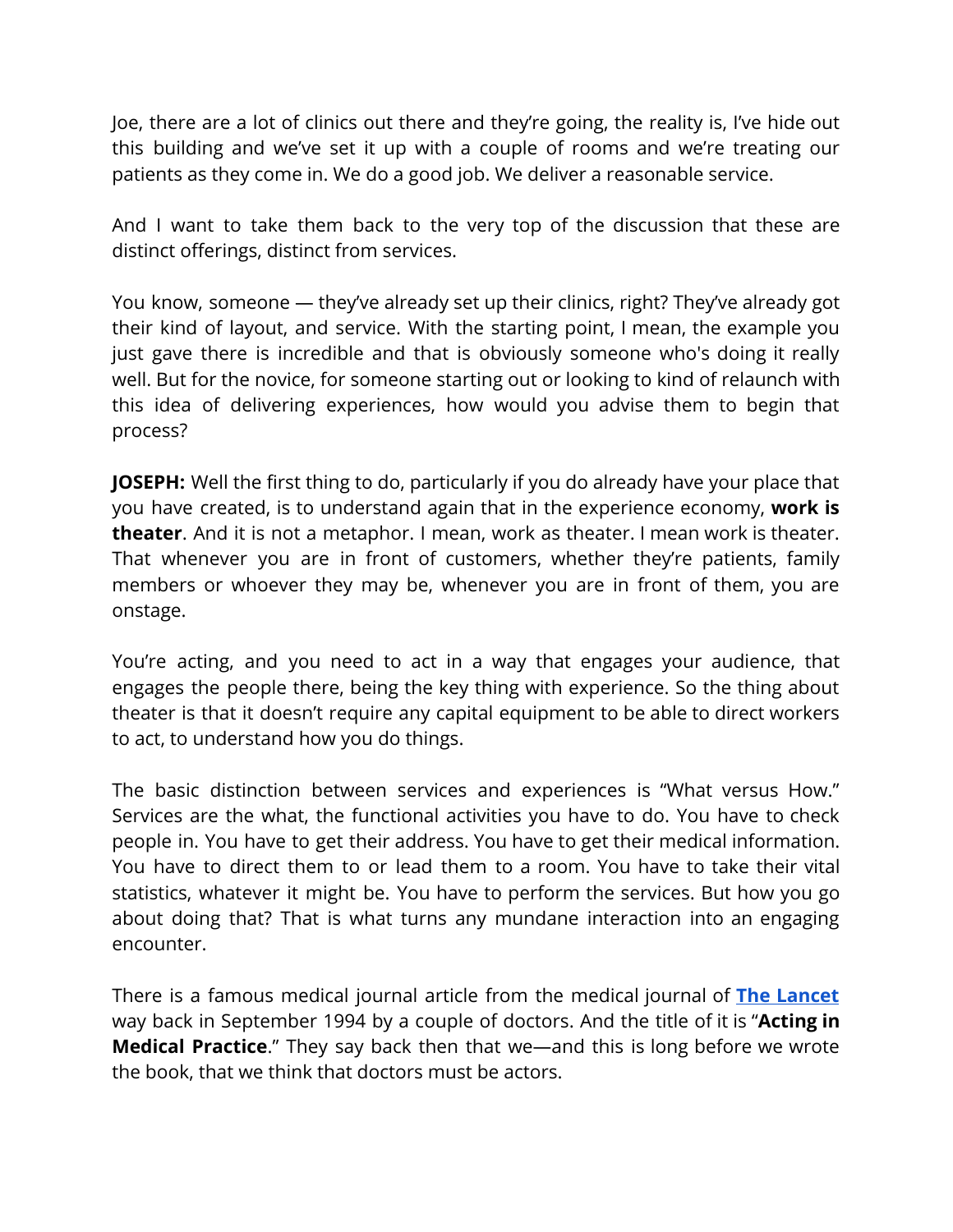Joe, there are a lot of clinics out there and they're going, the reality is, I've hide out this building and we've set it up with a couple of rooms and we're treating our patients as they come in. We do a good job. We deliver a reasonable service.

And I want to take them back to the very top of the discussion that these are distinct offerings, distinct from services.

You know, someone — they've already set up their clinics, right? They've already got their kind of layout, and service. With the starting point, I mean, the example you just gave there is incredible and that is obviously someone who's doing it really well. But for the novice, for someone starting out or looking to kind of relaunch with this idea of delivering experiences, how would you advise them to begin that process?

**JOSEPH:** Well the first thing to do, particularly if you do already have your place that you have created, is to understand again that in the experience economy, **work is theater**. And it is not a metaphor. I mean, work as theater. I mean work is theater. That whenever you are in front of customers, whether they're patients, family members or whoever they may be, whenever you are in front of them, you are onstage.

You're acting, and you need to act in a way that engages your audience, that engages the people there, being the key thing with experience. So the thing about theater is that it doesn't require any capital equipment to be able to direct workers to act, to understand how you do things.

The basic distinction between services and experiences is "What versus How." Services are the what, the functional activities you have to do. You have to check people in. You have to get their address. You have to get their medical information. You have to direct them to or lead them to a room. You have to take their vital statistics, whatever it might be. You have to perform the services. But how you go about doing that? That is what turns any mundane interaction into an engaging encounter.

There is a famous medical journal article from the medical journal of **The Lancet** way back in September 1994 by a couple of doctors. And the title of it is "**Acting in Medical Practice**." They say back then that we—and this is long before we wrote the book, that we think that doctors must be actors.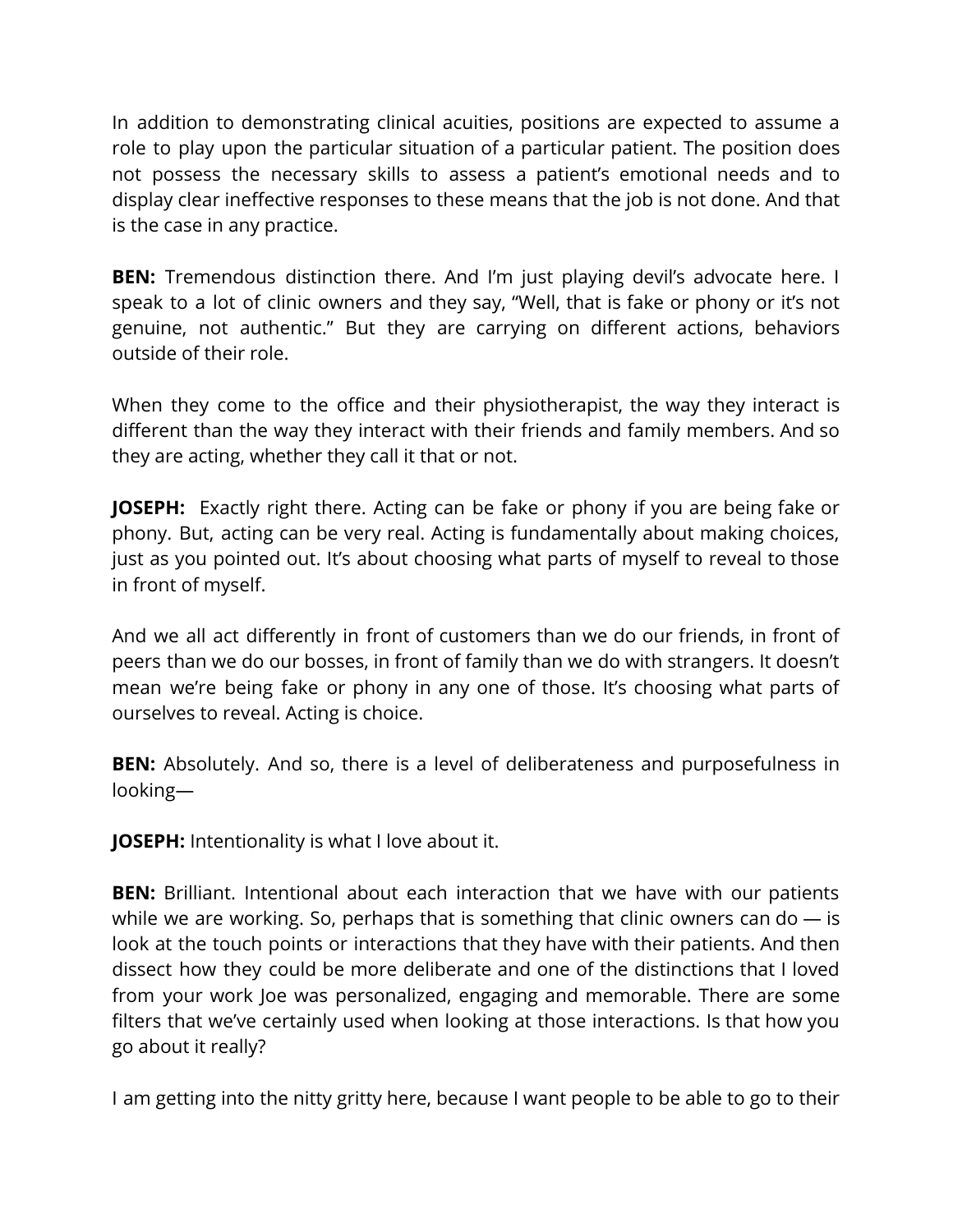In addition to demonstrating clinical acuities, positions are expected to assume a role to play upon the particular situation of a particular patient. The position does not possess the necessary skills to assess a patient's emotional needs and to display clear ineffective responses to these means that the job is not done. And that is the case in any practice.

**BEN:** Tremendous distinction there. And I'm just playing devil's advocate here. I speak to a lot of clinic owners and they say, "Well, that is fake or phony or it's not genuine, not authentic." But they are carrying on different actions, behaviors outside of their role.

When they come to the office and their physiotherapist, the way they interact is different than the way they interact with their friends and family members. And so they are acting, whether they call it that or not.

**JOSEPH:** Exactly right there. Acting can be fake or phony if you are being fake or phony. But, acting can be very real. Acting is fundamentally about making choices, just as you pointed out. It's about choosing what parts of myself to reveal to those in front of myself.

And we all act differently in front of customers than we do our friends, in front of peers than we do our bosses, in front of family than we do with strangers. It doesn't mean we're being fake or phony in any one of those. It's choosing what parts of ourselves to reveal. Acting is choice.

**BEN:** Absolutely. And so, there is a level of deliberateness and purposefulness in looking—

**JOSEPH:** Intentionality is what I love about it.

**BEN:** Brilliant. Intentional about each interaction that we have with our patients while we are working. So, perhaps that is something that clinic owners can do — is look at the touch points or interactions that they have with their patients. And then dissect how they could be more deliberate and one of the distinctions that I loved from your work Joe was personalized, engaging and memorable. There are some filters that we've certainly used when looking at those interactions. Is that how you go about it really?

I am getting into the nitty gritty here, because I want people to be able to go to their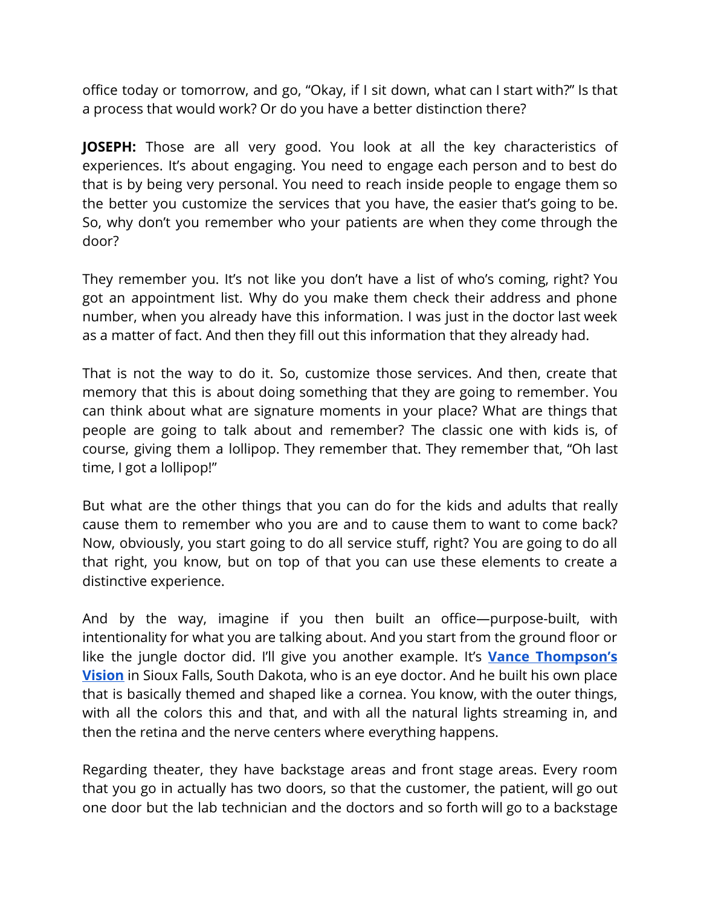office today or tomorrow, and go, "Okay, if I sit down, what can I start with?" Is that a process that would work? Or do you have a better distinction there?

**JOSEPH:** Those are all very good. You look at all the key characteristics of experiences. It's about engaging. You need to engage each person and to best do that is by being very personal. You need to reach inside people to engage them so the better you customize the services that you have, the easier that's going to be. So, why don't you remember who your patients are when they come through the door?

They remember you. It's not like you don't have a list of who's coming, right? You got an appointment list. Why do you make them check their address and phone number, when you already have this information. I was just in the doctor last week as a matter of fact. And then they fill out this information that they already had.

That is not the way to do it. So, customize those services. And then, create that memory that this is about doing something that they are going to remember. You can think about what are signature moments in your place? What are things that people are going to talk about and remember? The classic one with kids is, of course, giving them a lollipop. They remember that. They remember that, "Oh last time, I got a lollipop!"

But what are the other things that you can do for the kids and adults that really cause them to remember who you are and to cause them to want to come back? Now, obviously, you start going to do all service stuff, right? You are going to do all that right, you know, but on top of that you can use these elements to create a distinctive experience.

And by the way, imagine if you then built an office—purpose-built, with intentionality for what you are talking about. And you start from the ground floor or like the jungle doctor did. I'll give you another example. It's **Vance Thompson's Vision** in Sioux Falls, South Dakota, who is an eye doctor. And he built his own place that is basically themed and shaped like a cornea. You know, with the outer things, with all the colors this and that, and with all the natural lights streaming in, and then the retina and the nerve centers where everything happens.

Regarding theater, they have backstage areas and front stage areas. Every room that you go in actually has two doors, so that the customer, the patient, will go out one door but the lab technician and the doctors and so forth will go to a backstage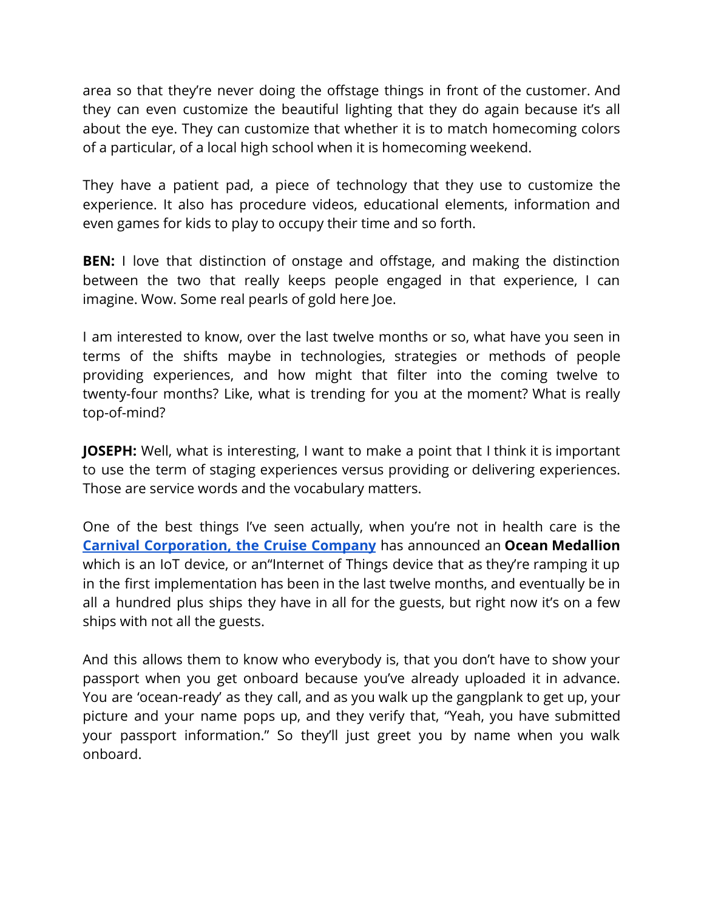area so that they're never doing the offstage things in front of the customer. And they can even customize the beautiful lighting that they do again because it's all about the eye. They can customize that whether it is to match homecoming colors of a particular, of a local high school when it is homecoming weekend.

They have a patient pad, a piece of technology that they use to customize the experience. It also has procedure videos, educational elements, information and even games for kids to play to occupy their time and so forth.

**BEN:** I love that distinction of onstage and offstage, and making the distinction between the two that really keeps people engaged in that experience, I can imagine. Wow. Some real pearls of gold here Joe.

I am interested to know, over the last twelve months or so, what have you seen in terms of the shifts maybe in technologies, strategies or methods of people providing experiences, and how might that filter into the coming twelve to twenty-four months? Like, what is trending for you at the moment? What is really top-of-mind?

**JOSEPH:** Well, what is interesting, I want to make a point that I think it is important to use the term of staging experiences versus providing or delivering experiences. Those are service words and the vocabulary matters.

One of the best things I've seen actually, when you're not in health care is the **Carnival Corporation, the Cruise Company** has announced an **Ocean Medallion** which is an IoT device, or an"Internet of Things device that as they're ramping it up in the first implementation has been in the last twelve months, and eventually be in all a hundred plus ships they have in all for the guests, but right now it's on a few ships with not all the guests.

And this allows them to know who everybody is, that you don't have to show your passport when you get onboard because you've already uploaded it in advance. You are 'ocean-ready' as they call, and as you walk up the gangplank to get up, your picture and your name pops up, and they verify that, "Yeah, you have submitted your passport information." So they'll just greet you by name when you walk onboard.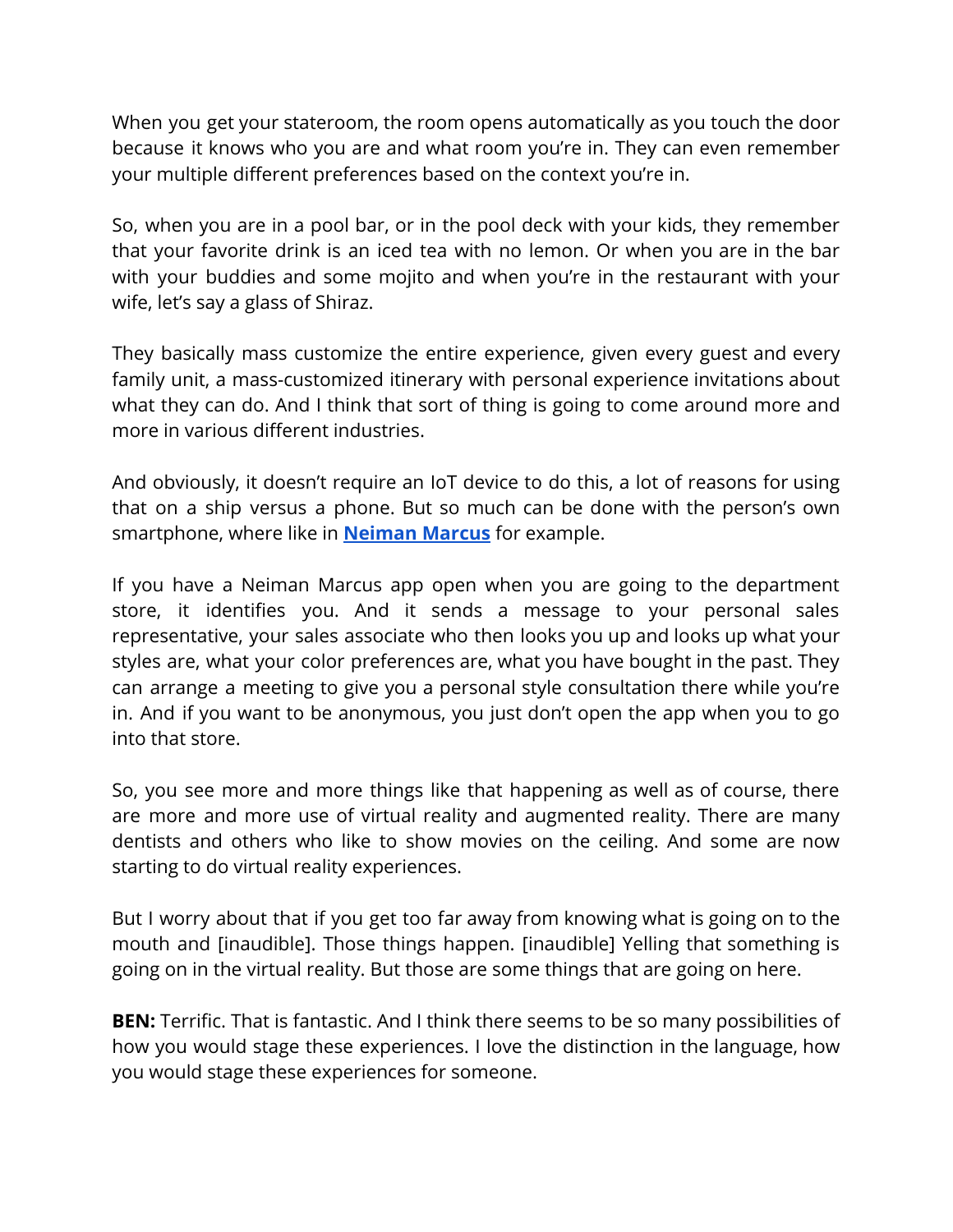When you get your stateroom, the room opens automatically as you touch the door because it knows who you are and what room you're in. They can even remember your multiple different preferences based on the context you're in.

So, when you are in a pool bar, or in the pool deck with your kids, they remember that your favorite drink is an iced tea with no lemon. Or when you are in the bar with your buddies and some mojito and when you're in the restaurant with your wife, let's say a glass of Shiraz.

They basically mass customize the entire experience, given every guest and every family unit, a mass-customized itinerary with personal experience invitations about what they can do. And I think that sort of thing is going to come around more and more in various different industries.

And obviously, it doesn't require an IoT device to do this, a lot of reasons for using that on a ship versus a phone. But so much can be done with the person's own smartphone, where like in **Neiman Marcus** for example.

If you have a Neiman Marcus app open when you are going to the department store, it identifies you. And it sends a message to your personal sales representative, your sales associate who then looks you up and looks up what your styles are, what your color preferences are, what you have bought in the past. They can arrange a meeting to give you a personal style consultation there while you're in. And if you want to be anonymous, you just don't open the app when you to go into that store.

So, you see more and more things like that happening as well as of course, there are more and more use of virtual reality and augmented reality. There are many dentists and others who like to show movies on the ceiling. And some are now starting to do virtual reality experiences.

But I worry about that if you get too far away from knowing what is going on to the mouth and [inaudible]. Those things happen. [inaudible] Yelling that something is going on in the virtual reality. But those are some things that are going on here.

**BEN:** Terrific. That is fantastic. And I think there seems to be so many possibilities of how you would stage these experiences. I love the distinction in the language, how you would stage these experiences for someone.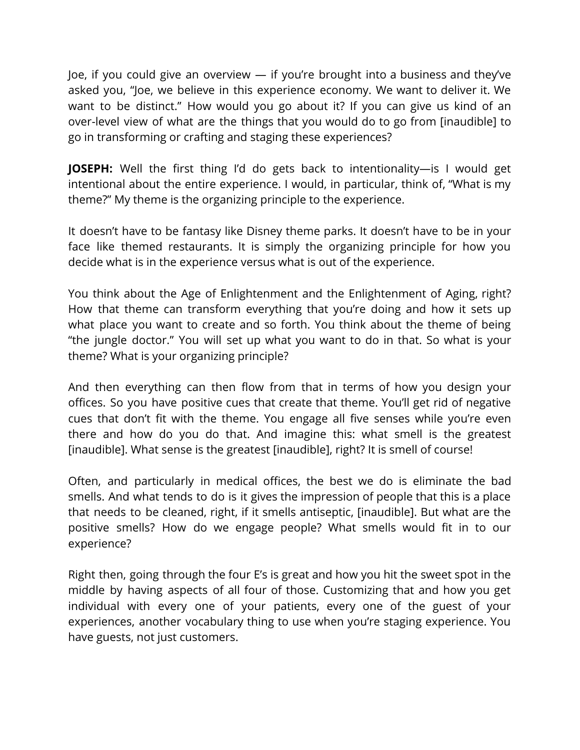Joe, if you could give an overview — if you're brought into a business and they've asked you, "Joe, we believe in this experience economy. We want to deliver it. We want to be distinct." How would you go about it? If you can give us kind of an over-level view of what are the things that you would do to go from [inaudible] to go in transforming or crafting and staging these experiences?

**JOSEPH:** Well the first thing I'd do gets back to intentionality—is I would get intentional about the entire experience. I would, in particular, think of, "What is my theme?" My theme is the organizing principle to the experience.

It doesn't have to be fantasy like Disney theme parks. It doesn't have to be in your face like themed restaurants. It is simply the organizing principle for how you decide what is in the experience versus what is out of the experience.

You think about the Age of Enlightenment and the Enlightenment of Aging, right? How that theme can transform everything that you're doing and how it sets up what place you want to create and so forth. You think about the theme of being "the jungle doctor." You will set up what you want to do in that. So what is your theme? What is your organizing principle?

And then everything can then flow from that in terms of how you design your offices. So you have positive cues that create that theme. You'll get rid of negative cues that don't fit with the theme. You engage all five senses while you're even there and how do you do that. And imagine this: what smell is the greatest [inaudible]. What sense is the greatest [inaudible], right? It is smell of course!

Often, and particularly in medical offices, the best we do is eliminate the bad smells. And what tends to do is it gives the impression of people that this is a place that needs to be cleaned, right, if it smells antiseptic, [inaudible]. But what are the positive smells? How do we engage people? What smells would fit in to our experience?

Right then, going through the four E's is great and how you hit the sweet spot in the middle by having aspects of all four of those. Customizing that and how you get individual with every one of your patients, every one of the guest of your experiences, another vocabulary thing to use when you're staging experience. You have guests, not just customers.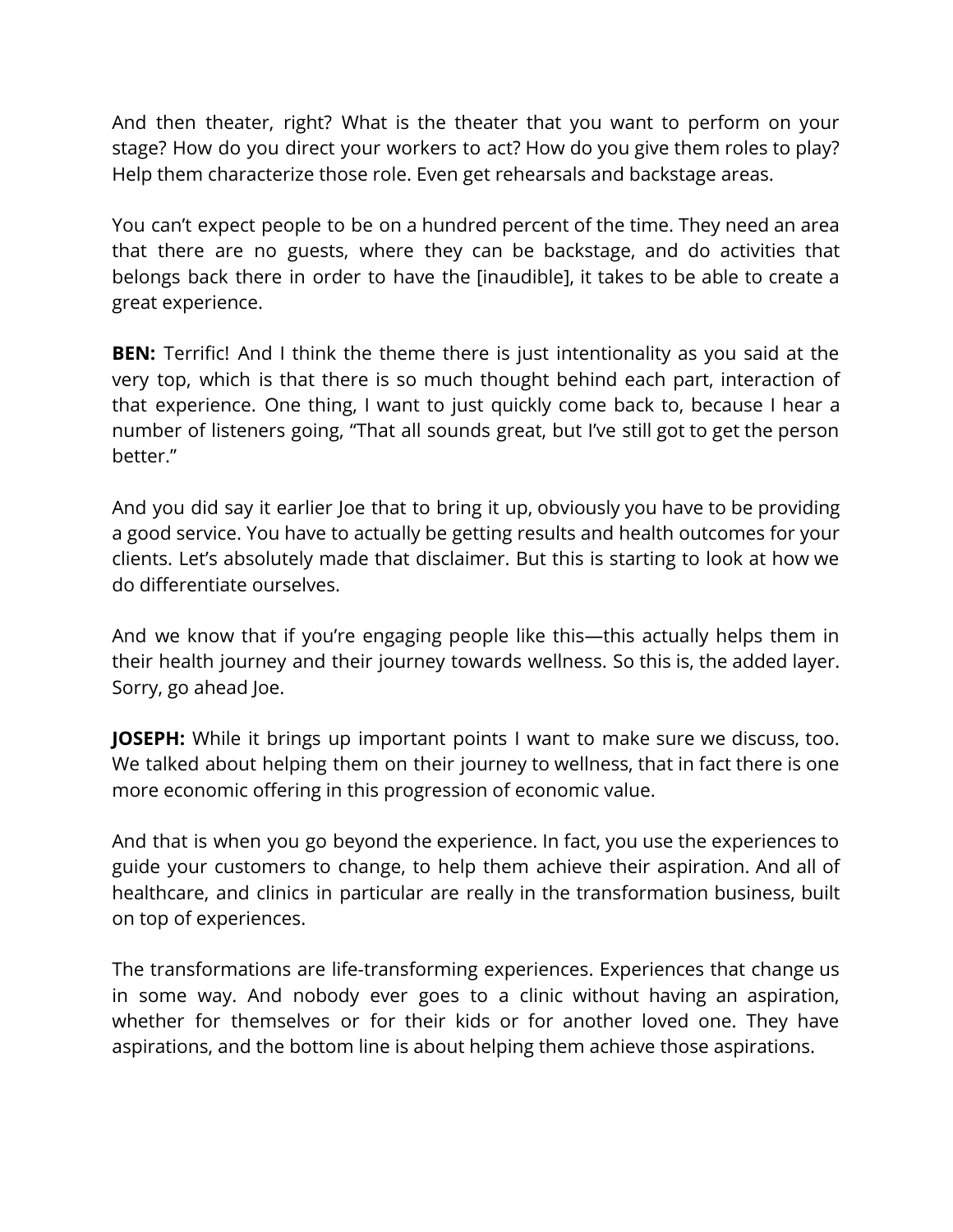And then theater, right? What is the theater that you want to perform on your stage? How do you direct your workers to act? How do you give them roles to play? Help them characterize those role. Even get rehearsals and backstage areas.

You can't expect people to be on a hundred percent of the time. They need an area that there are no guests, where they can be backstage, and do activities that belongs back there in order to have the [inaudible], it takes to be able to create a great experience.

**BEN:** Terrific! And I think the theme there is just intentionality as you said at the very top, which is that there is so much thought behind each part, interaction of that experience. One thing, I want to just quickly come back to, because I hear a number of listeners going, "That all sounds great, but I've still got to get the person better."

And you did say it earlier Joe that to bring it up, obviously you have to be providing a good service. You have to actually be getting results and health outcomes for your clients. Let's absolutely made that disclaimer. But this is starting to look at how we do differentiate ourselves.

And we know that if you're engaging people like this—this actually helps them in their health journey and their journey towards wellness. So this is, the added layer. Sorry, go ahead Joe.

**JOSEPH:** While it brings up important points I want to make sure we discuss, too. We talked about helping them on their journey to wellness, that in fact there is one more economic offering in this progression of economic value.

And that is when you go beyond the experience. In fact, you use the experiences to guide your customers to change, to help them achieve their aspiration. And all of healthcare, and clinics in particular are really in the transformation business, built on top of experiences.

The transformations are life-transforming experiences. Experiences that change us in some way. And nobody ever goes to a clinic without having an aspiration, whether for themselves or for their kids or for another loved one. They have aspirations, and the bottom line is about helping them achieve those aspirations.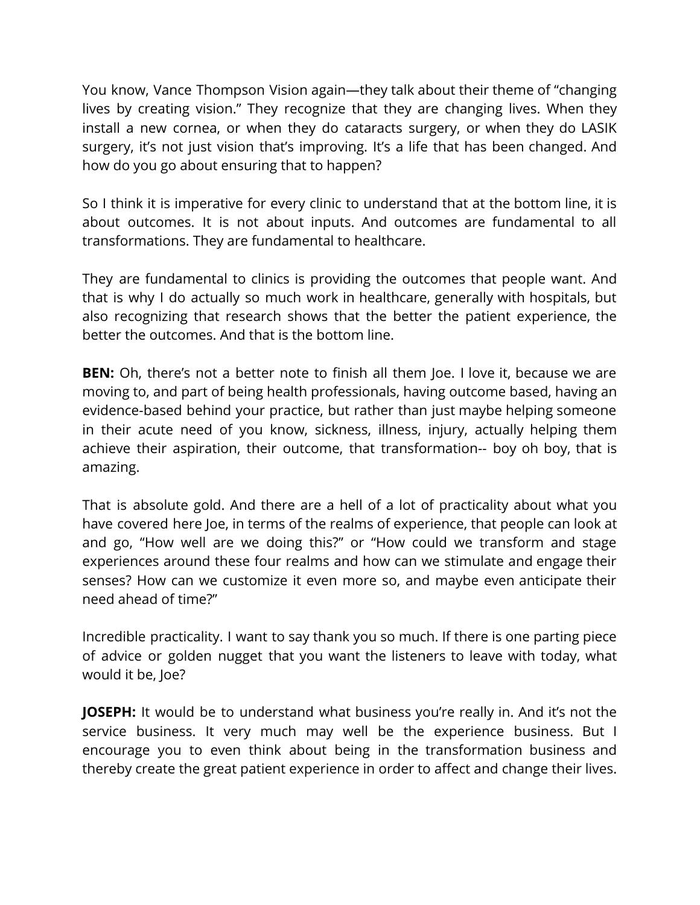You know, Vance Thompson Vision again—they talk about their theme of "changing lives by creating vision." They recognize that they are changing lives. When they install a new cornea, or when they do cataracts surgery, or when they do LASIK surgery, it's not just vision that's improving. It's a life that has been changed. And how do you go about ensuring that to happen?

So I think it is imperative for every clinic to understand that at the bottom line, it is about outcomes. It is not about inputs. And outcomes are fundamental to all transformations. They are fundamental to healthcare.

They are fundamental to clinics is providing the outcomes that people want. And that is why I do actually so much work in healthcare, generally with hospitals, but also recognizing that research shows that the better the patient experience, the better the outcomes. And that is the bottom line.

**BEN:** Oh, there's not a better note to finish all them Joe. I love it, because we are moving to, and part of being health professionals, having outcome based, having an evidence-based behind your practice, but rather than just maybe helping someone in their acute need of you know, sickness, illness, injury, actually helping them achieve their aspiration, their outcome, that transformation-- boy oh boy, that is amazing.

That is absolute gold. And there are a hell of a lot of practicality about what you have covered here Joe, in terms of the realms of experience, that people can look at and go, "How well are we doing this?" or "How could we transform and stage experiences around these four realms and how can we stimulate and engage their senses? How can we customize it even more so, and maybe even anticipate their need ahead of time?"

Incredible practicality. I want to say thank you so much. If there is one parting piece of advice or golden nugget that you want the listeners to leave with today, what would it be, Joe?

**JOSEPH:** It would be to understand what business you're really in. And it's not the service business. It very much may well be the experience business. But I encourage you to even think about being in the transformation business and thereby create the great patient experience in order to affect and change their lives.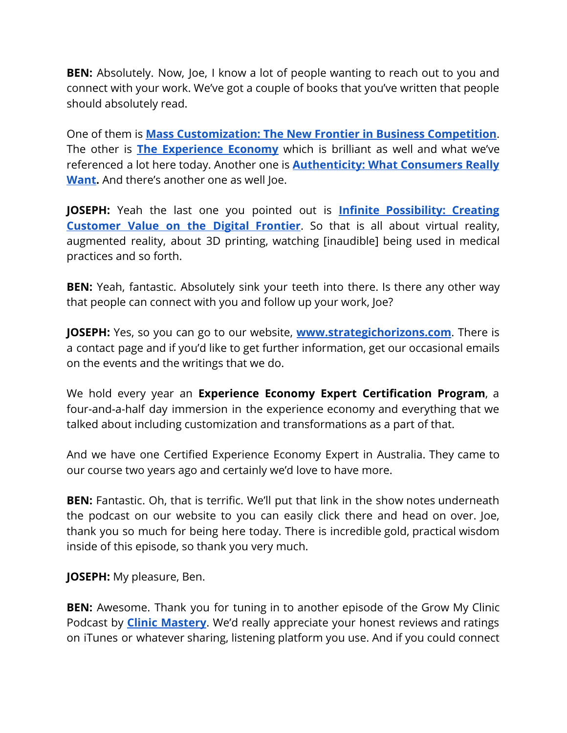**BEN:** Absolutely. Now, Joe, I know a lot of people wanting to reach out to you and connect with your work. We've got a couple of books that you've written that people should absolutely read.

One of them is **Mass Customization: The New Frontier in Business Competition**. The other is **The Experience Economy** which is brilliant as well and what we've referenced a lot here today. Another one is **Authenticity: What Consumers Really Want.** And there's another one as well Joe.

**JOSEPH:** Yeah the last one you pointed out is **Infinite Possibility: Creating Customer Value on the Digital Frontier**. So that is all about virtual reality, augmented reality, about 3D printing, watching [inaudible] being used in medical practices and so forth.

**BEN:** Yeah, fantastic. Absolutely sink your teeth into there. Is there any other way that people can connect with you and follow up your work, Joe?

**JOSEPH:** Yes, so you can go to our website, **www.strategichorizons.com**. There is a contact page and if you'd like to get further information, get our occasional emails on the events and the writings that we do.

We hold every year an **Experience Economy Expert Certification Program**, a four-and-a-half day immersion in the experience economy and everything that we talked about including customization and transformations as a part of that.

And we have one Certified Experience Economy Expert in Australia. They came to our course two years ago and certainly we'd love to have more.

**BEN:** Fantastic. Oh, that is terrific. We'll put that link in the show notes underneath the podcast on our website to you can easily click there and head on over. Joe, thank you so much for being here today. There is incredible gold, practical wisdom inside of this episode, so thank you very much.

**JOSEPH:** My pleasure, Ben.

**BEN:** Awesome. Thank you for tuning in to another episode of the Grow My Clinic Podcast by **Clinic Mastery**. We'd really appreciate your honest reviews and ratings on iTunes or whatever sharing, listening platform you use. And if you could connect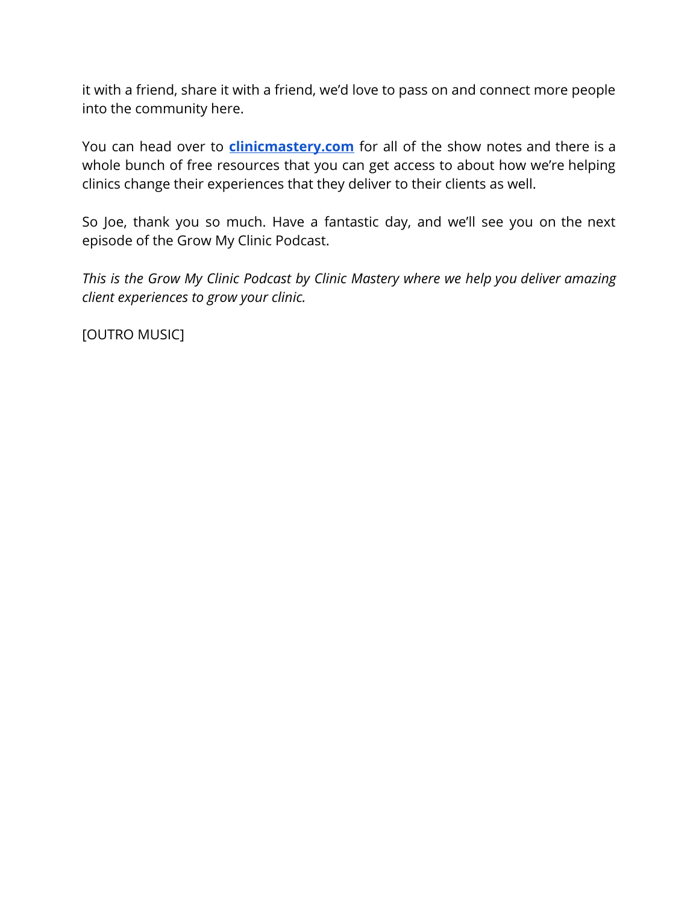it with a friend, share it with a friend, we'd love to pass on and connect more people into the community here.

You can head over to **[clinicmastery.com](clinicmastery.com)** for all of the show notes and there is a whole bunch of free resources that you can get access to about how we're helping clinics change their experiences that they deliver to their clients as well.

So Joe, thank you so much. Have a fantastic day, and we'll see you on the next episode of the Grow My Clinic Podcast.

*This is the Grow My Clinic Podcast by Clinic Mastery where we help you deliver amazing client experiences to grow your clinic.*

[OUTRO MUSIC]